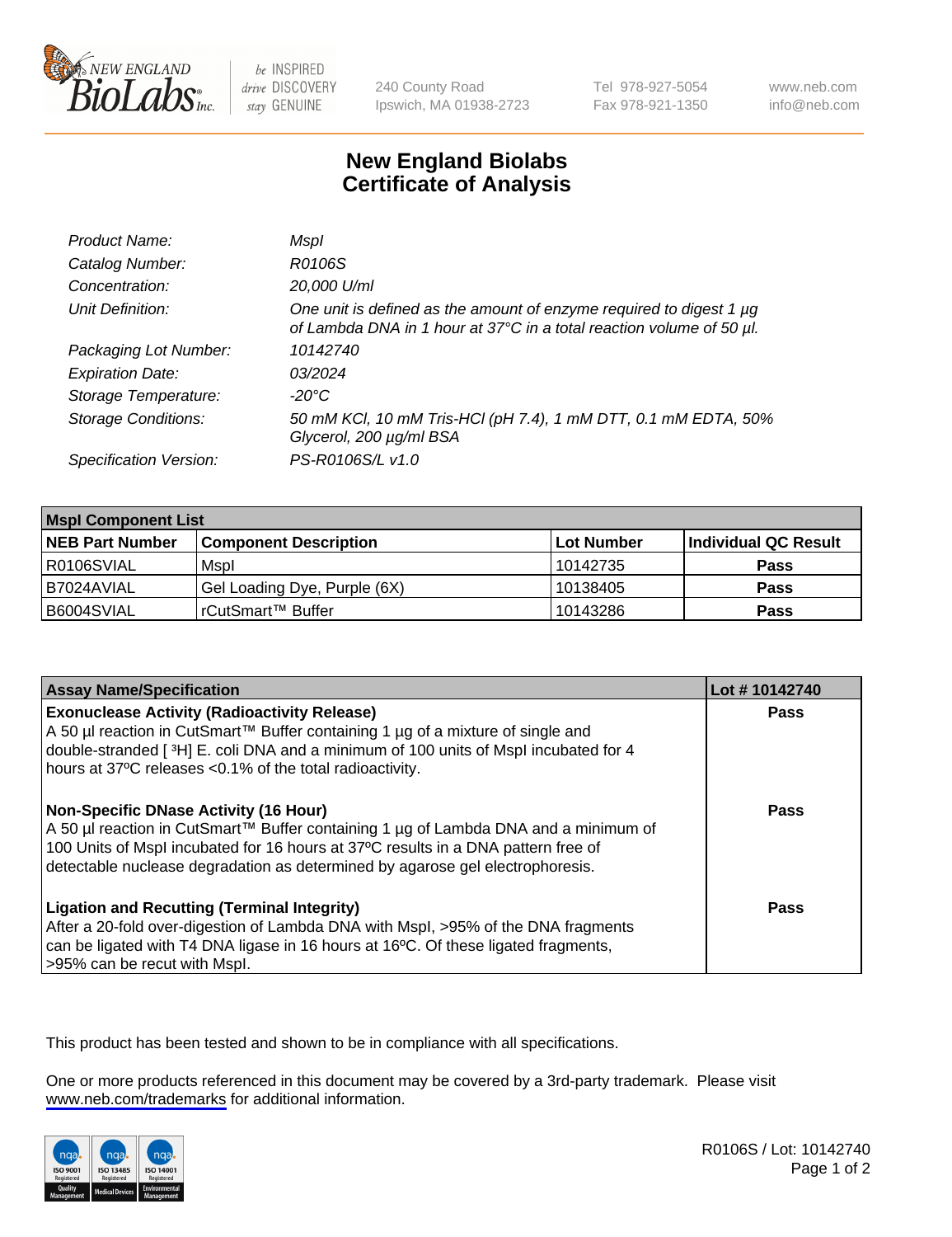# New England Biolabs
# Certificate of Analysis

| | |
|---|---|
| *Product Name:* | *MspI* |
| *Catalog Number:* | *R0106S* |
| *Concentration:* | *20,000 U/ml* |
| *Unit Definition:* | *One unit is defined as the amount of enzyme required to digest 1 µg of Lambda DNA in 1 hour at 37°C in a total reaction volume of 50 µl.* |
| *Packaging Lot Number:* | *10142740* |
| *Expiration Date:* | *03/2024* |
| *Storage Temperature:* | *-20°C* |
| *Storage Conditions:* | *50 mM KCl, 10 mM Tris-HCl (pH 7.4), 1 mM DTT, 0.1 mM EDTA, 50% Glycerol, 200 µg/ml BSA* |
| *Specification Version:* | *PS-R0106S/L v1.0* |

| MspI Component List | | | |
|---|---|---|---|
| **NEB Part Number** | **Component Description** | **Lot Number** | **Individual QC Result** |
| R0106SVIAL | MspI | 10142735 | **Pass** |
| B7024AVIAL | Gel Loading Dye, Purple (6X) | 10138405 | **Pass** |
| B6004SVIAL | rCutSmart™ Buffer | 10143286 | **Pass** |

| Assay Name/Specification | Lot # 10142740 |
|---|---|
| **Exonuclease Activity (Radioactivity Release)**<br>A 50 µl reaction in CutSmart™ Buffer containing 1 µg of a mixture of single and double-stranded [ $^3$H] E. coli DNA and a minimum of 100 units of MspI incubated for 4 hours at 37ºC releases <0.1% of the total radioactivity. | **Pass** |
| **Non-Specific DNase Activity (16 Hour)**<br>A 50 µl reaction in CutSmart™ Buffer containing 1 µg of Lambda DNA and a minimum of 100 Units of MspI incubated for 16 hours at 37ºC results in a DNA pattern free of detectable nuclease degradation as determined by agarose gel electrophoresis. | **Pass** |
| **Ligation and Recutting (Terminal Integrity)**<br>After a 20-fold over-digestion of Lambda DNA with MspI, >95% of the DNA fragments can be ligated with T4 DNA ligase in 16 hours at 16ºC. Of these ligated fragments, >95% can be recut with MspI. | **Pass** |

This product has been tested and shown to be in compliance with all specifications.

One or more products referenced in this document may be covered by a 3rd-party trademark. Please visit www.neb.com/trademarks for additional information.

R0106S / Lot: 10142740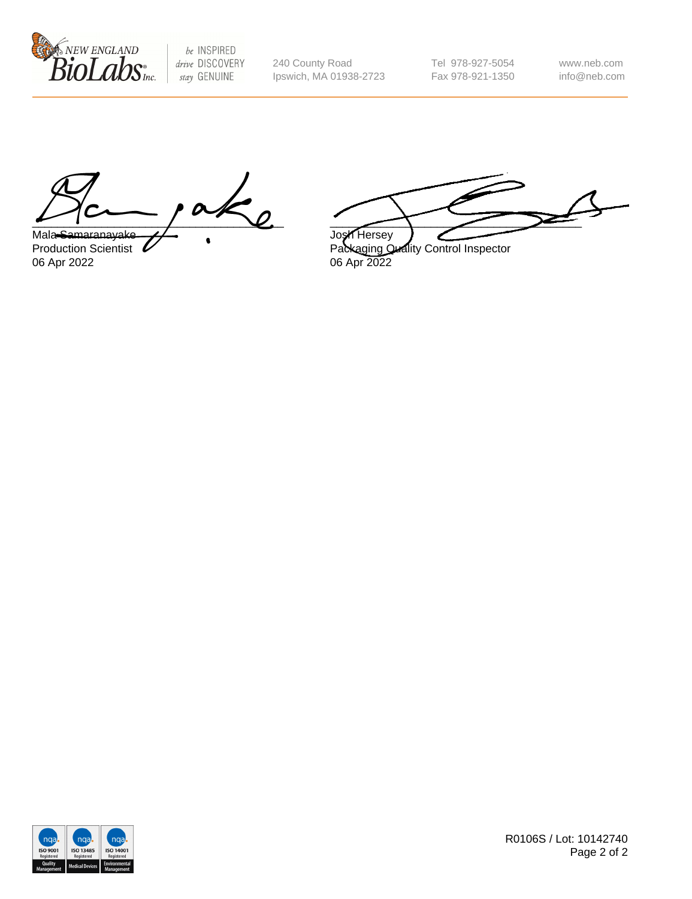Mala Samaranayake
Production Scientist
06 Apr 2022

Josh Hersey
Packaging Quality Control Inspector
06 Apr 2022

R0106S / Lot: 10142740